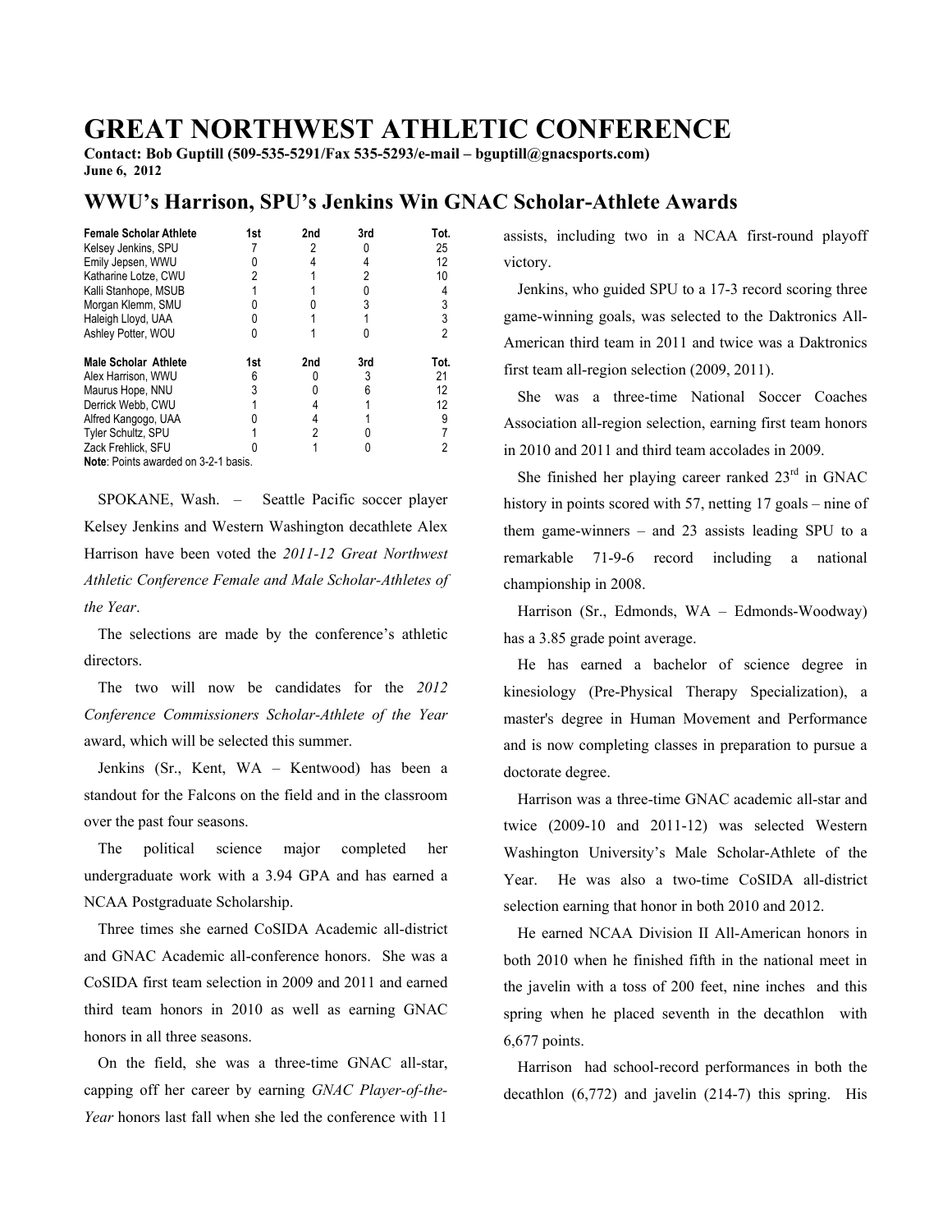# GREAT NORTHWEST ATHLETIC CONFERENCE

**Contact: Bob Guptill (509-535-5291/Fax 535-5293/e-mail – bguptill@gnacsports.com)**
**June 6, 2012**

## WWU's Harrison, SPU's Jenkins Win GNAC Scholar-Athlete Awards

| Female Scholar Athlete | 1st | 2nd | 3rd | Tot. |
|---|---|---|---|---|
| Kelsey Jenkins, SPU | 7 | 2 | 0 | 25 |
| Emily Jepsen, WWU | 0 | 4 | 4 | 12 |
| Katharine Lotze, CWU | 2 | 1 | 2 | 10 |
| Kalli Stanhope, MSUB | 1 | 1 | 0 | 4 |
| Morgan Klemm, SMU | 0 | 0 | 3 | 3 |
| Haleigh Lloyd, UAA | 0 | 1 | 1 | 3 |
| Ashley Potter, WOU | 0 | 1 | 0 | 2 |

| Male Scholar Athlete | 1st | 2nd | 3rd | Tot. |
|---|---|---|---|---|
| Alex Harrison, WWU | 6 | 0 | 3 | 21 |
| Maurus Hope, NNU | 3 | 0 | 6 | 12 |
| Derrick Webb, CWU | 1 | 4 | 1 | 12 |
| Alfred Kangogo, UAA | 0 | 4 | 1 | 9 |
| Tyler Schultz, SPU | 1 | 2 | 0 | 7 |
| Zack Frehlick, SFU | 0 | 1 | 0 | 2 |

**Note**: Points awarded on 3-2-1 basis.

SPOKANE, Wash. – Seattle Pacific soccer player Kelsey Jenkins and Western Washington decathlete Alex Harrison have been voted the *2011-12 Great Northwest Athletic Conference Female and Male Scholar-Athletes of the Year*.

The selections are made by the conference's athletic directors.

The two will now be candidates for the *2012 Conference Commissioners Scholar-Athlete of the Year* award, which will be selected this summer.

Jenkins (Sr., Kent, WA – Kentwood) has been a standout for the Falcons on the field and in the classroom over the past four seasons.

The political science major completed her undergraduate work with a 3.94 GPA and has earned a NCAA Postgraduate Scholarship.

Three times she earned CoSIDA Academic all-district and GNAC Academic all-conference honors. She was a CoSIDA first team selection in 2009 and 2011 and earned third team honors in 2010 as well as earning GNAC honors in all three seasons.

On the field, she was a three-time GNAC all-star, capping off her career by earning *GNAC Player-of-the-Year* honors last fall when she led the conference with 11 assists, including two in a NCAA first-round playoff victory.

Jenkins, who guided SPU to a 17-3 record scoring three game-winning goals, was selected to the Daktronics All-American third team in 2011 and twice was a Daktronics first team all-region selection (2009, 2011).

She was a three-time National Soccer Coaches Association all-region selection, earning first team honors in 2010 and 2011 and third team accolades in 2009.

She finished her playing career ranked 23rd in GNAC history in points scored with 57, netting 17 goals – nine of them game-winners – and 23 assists leading SPU to a remarkable 71-9-6 record including a national championship in 2008.

Harrison (Sr., Edmonds, WA – Edmonds-Woodway) has a 3.85 grade point average.

He has earned a bachelor of science degree in kinesiology (Pre-Physical Therapy Specialization), a master's degree in Human Movement and Performance and is now completing classes in preparation to pursue a doctorate degree.

Harrison was a three-time GNAC academic all-star and twice (2009-10 and 2011-12) was selected Western Washington University's Male Scholar-Athlete of the Year. He was also a two-time CoSIDA all-district selection earning that honor in both 2010 and 2012.

He earned NCAA Division II All-American honors in both 2010 when he finished fifth in the national meet in the javelin with a toss of 200 feet, nine inches and this spring when he placed seventh in the decathlon with 6,677 points.

Harrison had school-record performances in both the decathlon (6,772) and javelin (214-7) this spring. His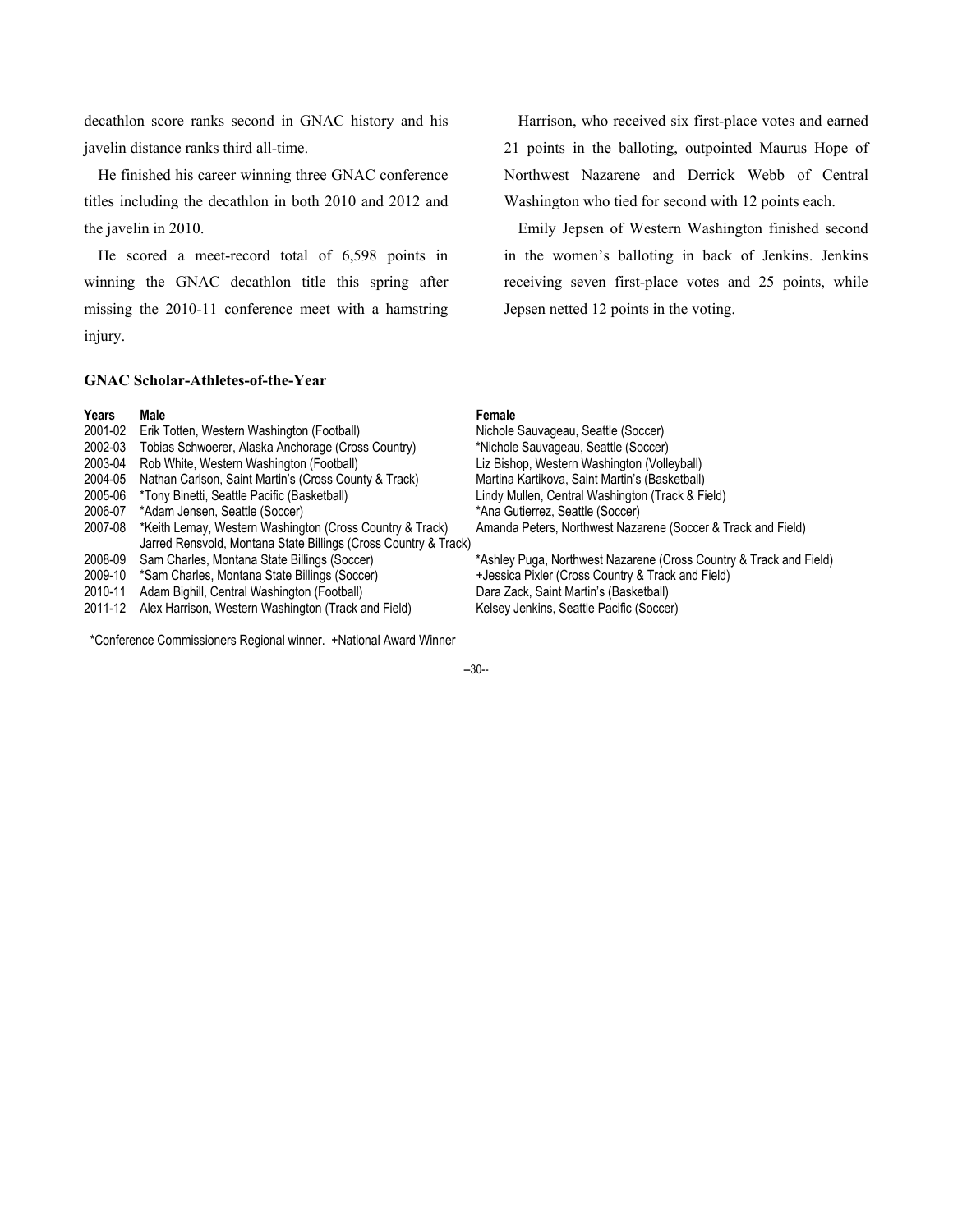decathlon score ranks second in GNAC history and his javelin distance ranks third all-time.

He finished his career winning three GNAC conference titles including the decathlon in both 2010 and 2012 and the javelin in 2010.

He scored a meet-record total of 6,598 points in winning the GNAC decathlon title this spring after missing the 2010-11 conference meet with a hamstring injury.

Harrison, who received six first-place votes and earned 21 points in the balloting, outpointed Maurus Hope of Northwest Nazarene and Derrick Webb of Central Washington who tied for second with 12 points each.

Emily Jepsen of Western Washington finished second in the women's balloting in back of Jenkins. Jenkins receiving seven first-place votes and 25 points, while Jepsen netted 12 points in the voting.

**GNAC Scholar-Athletes-of-the-Year**

| Years | Male | Female |
|---|---|---|
| 2001-02 | Erik Totten, Western Washington (Football) | Nichole Sauvageau, Seattle (Soccer) |
| 2002-03 | Tobias Schwoerer, Alaska Anchorage (Cross Country) | *Nichole Sauvageau, Seattle (Soccer) |
| 2003-04 | Rob White, Western Washington (Football) | Liz Bishop, Western Washington (Volleyball) |
| 2004-05 | Nathan Carlson, Saint Martin's (Cross County & Track) | Martina Kartikova, Saint Martin's (Basketball) |
| 2005-06 | *Tony Binetti, Seattle Pacific (Basketball) | Lindy Mullen, Central Washington (Track & Field) |
| 2006-07 | *Adam Jensen, Seattle (Soccer) | *Ana Gutierrez, Seattle (Soccer) |
| 2007-08 | *Keith Lemay, Western Washington (Cross Country & Track) | Amanda Peters, Northwest Nazarene (Soccer & Track and Field) |
| | Jarred Rensvold, Montana State Billings (Cross Country & Track) | |
| 2008-09 | Sam Charles, Montana State Billings (Soccer) | *Ashley Puga, Northwest Nazarene (Cross Country & Track and Field) |
| 2009-10 | *Sam Charles, Montana State Billings (Soccer) | +Jessica Pixler (Cross Country & Track and Field) |
| 2010-11 | Adam Bighill, Central Washington (Football) | Dara Zack, Saint Martin's (Basketball) |
| 2011-12 | Alex Harrison, Western Washington (Track and Field) | Kelsey Jenkins, Seattle Pacific (Soccer) |

*Conference Commissioners Regional winner. +National Award Winner